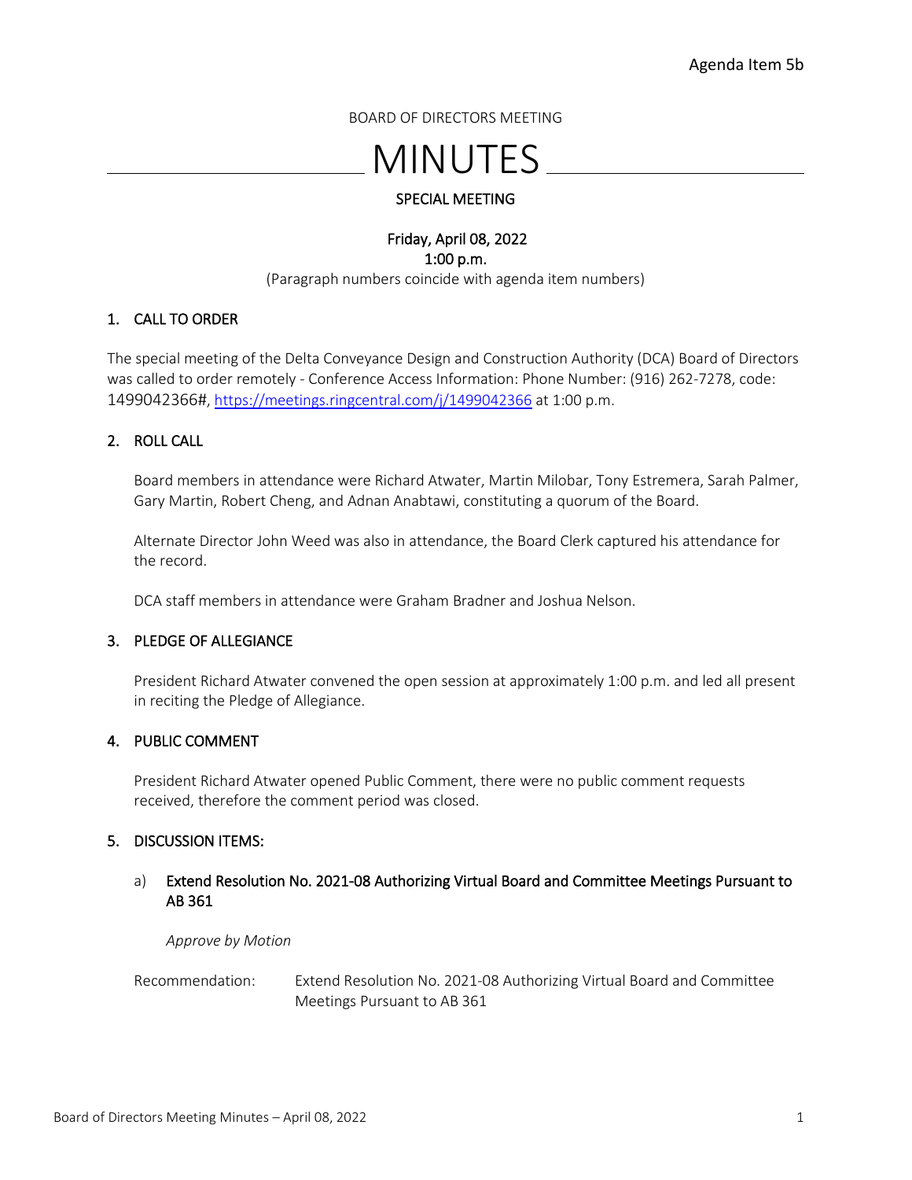Agenda Item 5b

BOARD OF DIRECTORS MEETING

# MINUTES

SPECIAL MEETING

Friday, April 08, 2022
1:00 p.m.

(Paragraph numbers coincide with agenda item numbers)

## 1. CALL TO ORDER

The special meeting of the Delta Conveyance Design and Construction Authority (DCA) Board of Directors was called to order remotely - Conference Access Information: Phone Number: (916) 262-7278, code: 1499042366#, https://meetings.ringcentral.com/j/1499042366 at 1:00 p.m.

## 2. ROLL CALL

Board members in attendance were Richard Atwater, Martin Milobar, Tony Estremera, Sarah Palmer, Gary Martin, Robert Cheng, and Adnan Anabtawi, constituting a quorum of the Board.

Alternate Director John Weed was also in attendance, the Board Clerk captured his attendance for the record.

DCA staff members in attendance were Graham Bradner and Joshua Nelson.

## 3. PLEDGE OF ALLEGIANCE

President Richard Atwater convened the open session at approximately 1:00 p.m. and led all present in reciting the Pledge of Allegiance.

## 4. PUBLIC COMMENT

President Richard Atwater opened Public Comment, there were no public comment requests received, therefore the comment period was closed.

## 5. DISCUSSION ITEMS:

a) Extend Resolution No. 2021-08 Authorizing Virtual Board and Committee Meetings Pursuant to AB 361

*Approve by Motion*

Recommendation: Extend Resolution No. 2021-08 Authorizing Virtual Board and Committee Meetings Pursuant to AB 361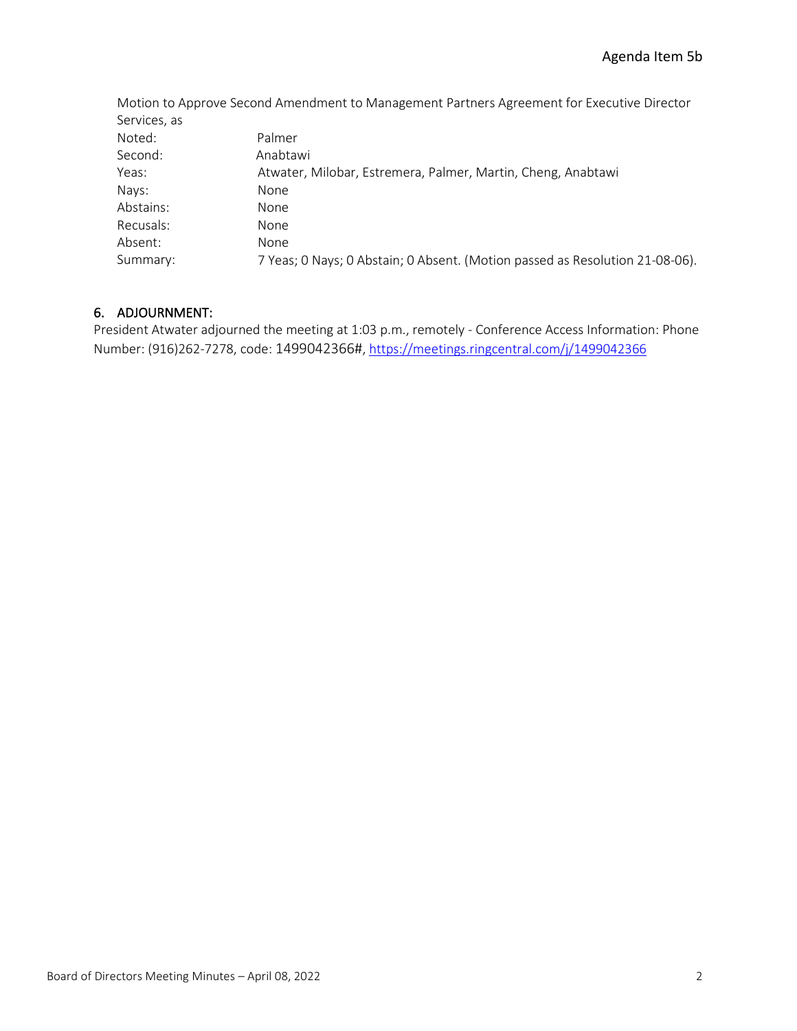Motion to Approve Second Amendment to Management Partners Agreement for Executive Director Services, as

| | |
|---|---|
| Noted: | Palmer |
| Second: | Anabtawi |
| Yeas: | Atwater, Milobar, Estremera, Palmer, Martin, Cheng, Anabtawi |
| Nays: | None |
| Abstains: | None |
| Recusals: | None |
| Absent: | None |
| Summary: | 7 Yeas; 0 Nays; 0 Abstain; 0 Absent. (Motion passed as Resolution 21-08-06). |

## 6. ADJOURNMENT:

President Atwater adjourned the meeting at 1:03 p.m., remotely - Conference Access Information: Phone Number: (916)262-7278, code: 1499042366#, https://meetings.ringcentral.com/j/1499042366